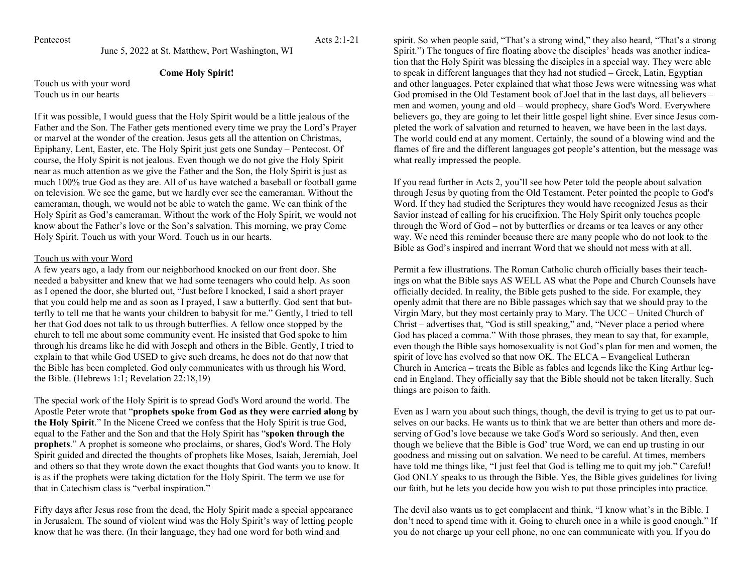Pentecost Acts 2:1-21

June 5, 2022 at St. Matthew, Port Washington, WI

**Come Holy Spirit!**

Touch us with your word
Touch us in our hearts

If it was possible, I would guess that the Holy Spirit would be a little jealous of the Father and the Son. The Father gets mentioned every time we pray the Lord's Prayer or marvel at the wonder of the creation. Jesus gets all the attention on Christmas, Epiphany, Lent, Easter, etc. The Holy Spirit just gets one Sunday – Pentecost. Of course, the Holy Spirit is not jealous. Even though we do not give the Holy Spirit near as much attention as we give the Father and the Son, the Holy Spirit is just as much 100% true God as they are. All of us have watched a baseball or football game on television. We see the game, but we hardly ever see the cameraman. Without the cameraman, though, we would not be able to watch the game. We can think of the Holy Spirit as God's cameraman. Without the work of the Holy Spirit, we would not know about the Father's love or the Son's salvation. This morning, we pray Come Holy Spirit. Touch us with your Word. Touch us in our hearts.

Touch us with your Word

A few years ago, a lady from our neighborhood knocked on our front door. She needed a babysitter and knew that we had some teenagers who could help. As soon as I opened the door, she blurted out, "Just before I knocked, I said a short prayer that you could help me and as soon as I prayed, I saw a butterfly. God sent that butterfly to tell me that he wants your children to babysit for me." Gently, I tried to tell her that God does not talk to us through butterflies. A fellow once stopped by the church to tell me about some community event. He insisted that God spoke to him through his dreams like he did with Joseph and others in the Bible. Gently, I tried to explain to that while God USED to give such dreams, he does not do that now that the Bible has been completed. God only communicates with us through his Word, the Bible. (Hebrews 1:1; Revelation 22:18,19)

The special work of the Holy Spirit is to spread God's Word around the world. The Apostle Peter wrote that "**prophets spoke from God as they were carried along by the Holy Spirit**." In the Nicene Creed we confess that the Holy Spirit is true God, equal to the Father and the Son and that the Holy Spirit has "**spoken through the prophets**." A prophet is someone who proclaims, or shares, God's Word. The Holy Spirit guided and directed the thoughts of prophets like Moses, Isaiah, Jeremiah, Joel and others so that they wrote down the exact thoughts that God wants you to know. It is as if the prophets were taking dictation for the Holy Spirit. The term we use for that in Catechism class is "verbal inspiration."

Fifty days after Jesus rose from the dead, the Holy Spirit made a special appearance in Jerusalem. The sound of violent wind was the Holy Spirit's way of letting people know that he was there. (In their language, they had one word for both wind and spirit. So when people said, "That's a strong wind," they also heard, "That's a strong Spirit.") The tongues of fire floating above the disciples' heads was another indication that the Holy Spirit was blessing the disciples in a special way. They were able to speak in different languages that they had not studied – Greek, Latin, Egyptian and other languages. Peter explained that what those Jews were witnessing was what God promised in the Old Testament book of Joel that in the last days, all believers – men and women, young and old – would prophecy, share God's Word. Everywhere believers go, they are going to let their little gospel light shine. Ever since Jesus completed the work of salvation and returned to heaven, we have been in the last days. The world could end at any moment. Certainly, the sound of a blowing wind and the flames of fire and the different languages got people's attention, but the message was what really impressed the people.

If you read further in Acts 2, you'll see how Peter told the people about salvation through Jesus by quoting from the Old Testament. Peter pointed the people to God's Word. If they had studied the Scriptures they would have recognized Jesus as their Savior instead of calling for his crucifixion. The Holy Spirit only touches people through the Word of God – not by butterflies or dreams or tea leaves or any other way. We need this reminder because there are many people who do not look to the Bible as God's inspired and inerrant Word that we should not mess with at all.

Permit a few illustrations. The Roman Catholic church officially bases their teachings on what the Bible says AS WELL AS what the Pope and Church Counsels have officially decided. In reality, the Bible gets pushed to the side. For example, they openly admit that there are no Bible passages which say that we should pray to the Virgin Mary, but they most certainly pray to Mary. The UCC – United Church of Christ – advertises that, "God is still speaking," and, "Never place a period where God has placed a comma." With those phrases, they mean to say that, for example, even though the Bible says homosexuality is not God's plan for men and women, the spirit of love has evolved so that now OK. The ELCA – Evangelical Lutheran Church in America – treats the Bible as fables and legends like the King Arthur legend in England. They officially say that the Bible should not be taken literally. Such things are poison to faith.

Even as I warn you about such things, though, the devil is trying to get us to pat ourselves on our backs. He wants us to think that we are better than others and more deserving of God's love because we take God's Word so seriously. And then, even though we believe that the Bible is God' true Word, we can end up trusting in our goodness and missing out on salvation. We need to be careful. At times, members have told me things like, "I just feel that God is telling me to quit my job." Careful! God ONLY speaks to us through the Bible. Yes, the Bible gives guidelines for living our faith, but he lets you decide how you wish to put those principles into practice.

The devil also wants us to get complacent and think, "I know what's in the Bible. I don't need to spend time with it. Going to church once in a while is good enough." If you do not charge up your cell phone, no one can communicate with you. If you do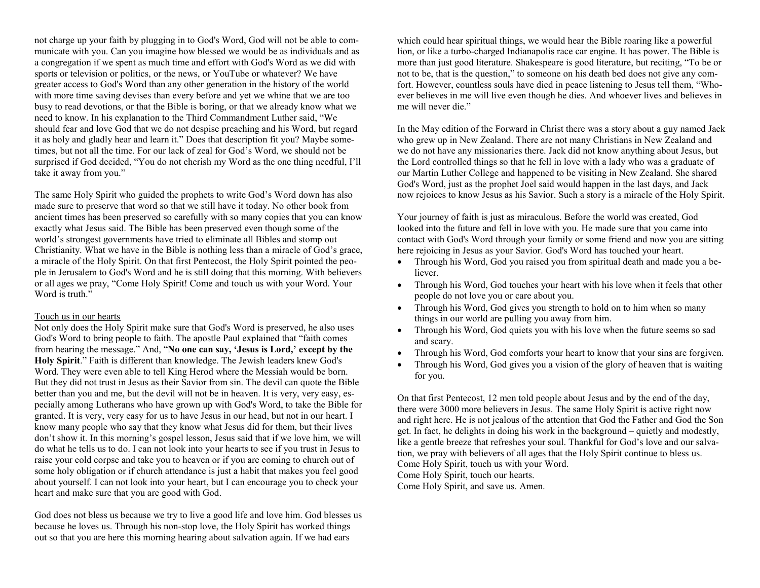not charge up your faith by plugging in to God's Word, God will not be able to communicate with you. Can you imagine how blessed we would be as individuals and as a congregation if we spent as much time and effort with God's Word as we did with sports or television or politics, or the news, or YouTube or whatever? We have greater access to God's Word than any other generation in the history of the world with more time saving devises than every before and yet we whine that we are too busy to read devotions, or that the Bible is boring, or that we already know what we need to know. In his explanation to the Third Commandment Luther said, "We should fear and love God that we do not despise preaching and his Word, but regard it as holy and gladly hear and learn it." Does that description fit you? Maybe sometimes, but not all the time. For our lack of zeal for God's Word, we should not be surprised if God decided, "You do not cherish my Word as the one thing needful, I'll take it away from you."

The same Holy Spirit who guided the prophets to write God's Word down has also made sure to preserve that word so that we still have it today. No other book from ancient times has been preserved so carefully with so many copies that you can know exactly what Jesus said. The Bible has been preserved even though some of the world's strongest governments have tried to eliminate all Bibles and stomp out Christianity. What we have in the Bible is nothing less than a miracle of God's grace, a miracle of the Holy Spirit. On that first Pentecost, the Holy Spirit pointed the people in Jerusalem to God's Word and he is still doing that this morning. With believers or all ages we pray, "Come Holy Spirit! Come and touch us with your Word. Your Word is truth."

Touch us in our hearts

Not only does the Holy Spirit make sure that God's Word is preserved, he also uses God's Word to bring people to faith. The apostle Paul explained that "faith comes from hearing the message." And, "**No one can say, 'Jesus is Lord,' except by the Holy Spirit**." Faith is different than knowledge. The Jewish leaders knew God's Word. They were even able to tell King Herod where the Messiah would be born. But they did not trust in Jesus as their Savior from sin. The devil can quote the Bible better than you and me, but the devil will not be in heaven. It is very, very easy, especially among Lutherans who have grown up with God's Word, to take the Bible for granted. It is very, very easy for us to have Jesus in our head, but not in our heart. I know many people who say that they know what Jesus did for them, but their lives don't show it. In this morning's gospel lesson, Jesus said that if we love him, we will do what he tells us to do. I can not look into your hearts to see if you trust in Jesus to raise your cold corpse and take you to heaven or if you are coming to church out of some holy obligation or if church attendance is just a habit that makes you feel good about yourself. I can not look into your heart, but I can encourage you to check your heart and make sure that you are good with God.

God does not bless us because we try to live a good life and love him. God blesses us because he loves us. Through his non-stop love, the Holy Spirit has worked things out so that you are here this morning hearing about salvation again. If we had ears which could hear spiritual things, we would hear the Bible roaring like a powerful lion, or like a turbo-charged Indianapolis race car engine. It has power. The Bible is more than just good literature. Shakespeare is good literature, but reciting, "To be or not to be, that is the question," to someone on his death bed does not give any comfort. However, countless souls have died in peace listening to Jesus tell them, "Whoever believes in me will live even though he dies. And whoever lives and believes in me will never die."

In the May edition of the Forward in Christ there was a story about a guy named Jack who grew up in New Zealand. There are not many Christians in New Zealand and we do not have any missionaries there. Jack did not know anything about Jesus, but the Lord controlled things so that he fell in love with a lady who was a graduate of our Martin Luther College and happened to be visiting in New Zealand. She shared God's Word, just as the prophet Joel said would happen in the last days, and Jack now rejoices to know Jesus as his Savior. Such a story is a miracle of the Holy Spirit.

Your journey of faith is just as miraculous. Before the world was created, God looked into the future and fell in love with you. He made sure that you came into contact with God's Word through your family or some friend and now you are sitting here rejoicing in Jesus as your Savior. God's Word has touched your heart.

- Through his Word, God you raised you from spiritual death and made you a believer.
- Through his Word, God touches your heart with his love when it feels that other people do not love you or care about you.
- Through his Word, God gives you strength to hold on to him when so many things in our world are pulling you away from him.
- Through his Word, God quiets you with his love when the future seems so sad and scary.
- Through his Word, God comforts your heart to know that your sins are forgiven.
- Through his Word, God gives you a vision of the glory of heaven that is waiting for you.

On that first Pentecost, 12 men told people about Jesus and by the end of the day, there were 3000 more believers in Jesus. The same Holy Spirit is active right now and right here. He is not jealous of the attention that God the Father and God the Son get. In fact, he delights in doing his work in the background – quietly and modestly, like a gentle breeze that refreshes your soul. Thankful for God's love and our salvation, we pray with believers of all ages that the Holy Spirit continue to bless us.
Come Holy Spirit, touch us with your Word.
Come Holy Spirit, touch our hearts.
Come Holy Spirit, and save us. Amen.